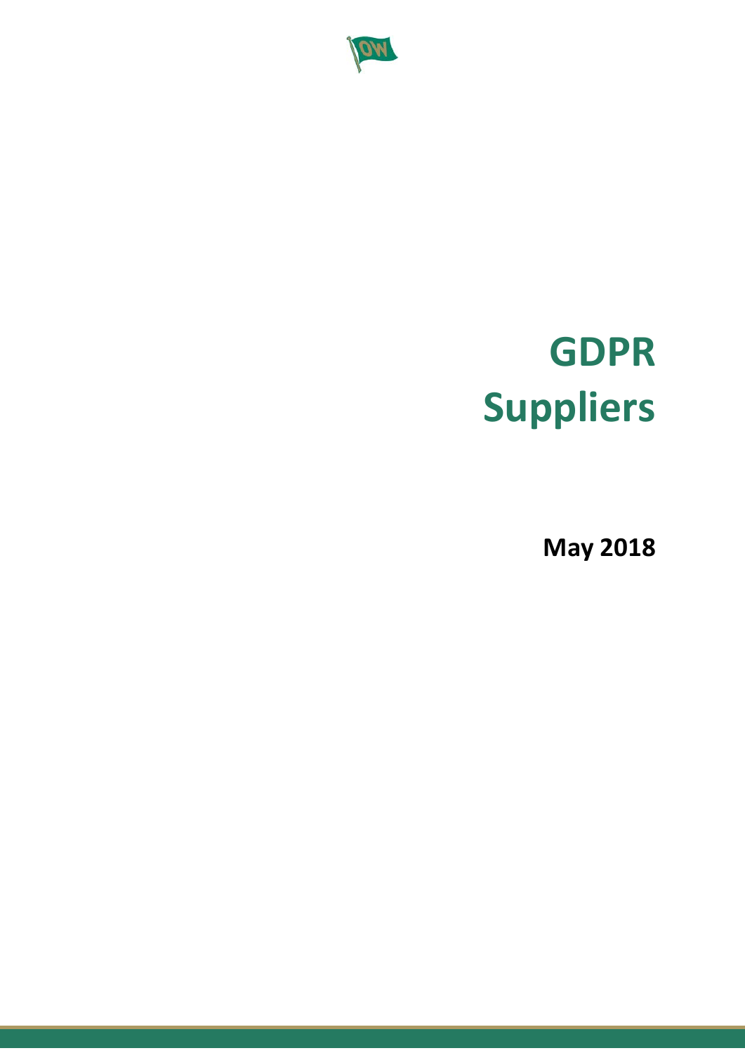# GDPR Suppliers

**May 2018**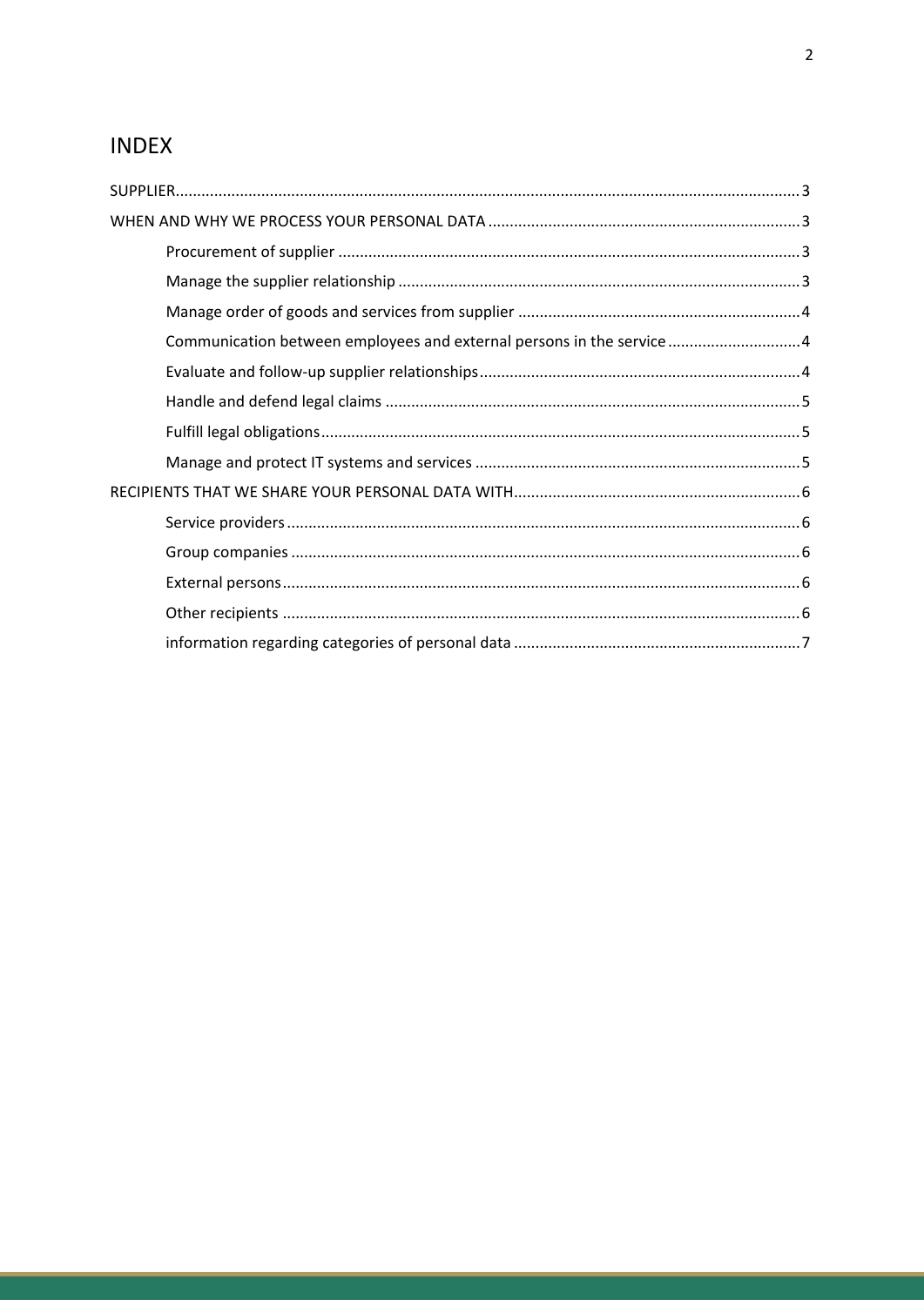# INDEX

SUPPLIER....................................................................................................................................3

WHEN AND WHY WE PROCESS YOUR PERSONAL DATA ........................................................................3

- Procurement of supplier ..........................................................................................................3
- Manage the supplier relationship ............................................................................................3
- Manage order of goods and services from supplier .................................................................4
- Communication between employees and external persons in the service ...............................4
- Evaluate and follow-up supplier relationships..........................................................................4
- Handle and defend legal claims ...............................................................................................5
- Fulfill legal obligations..............................................................................................................5
- Manage and protect IT systems and services ...........................................................................5

RECIPIENTS THAT WE SHARE YOUR PERSONAL DATA WITH..................................................................6

- Service providers......................................................................................................................6
- Group companies .....................................................................................................................6
- External persons.......................................................................................................................6
- Other recipients .......................................................................................................................6
- information regarding categories of personal data ..................................................................7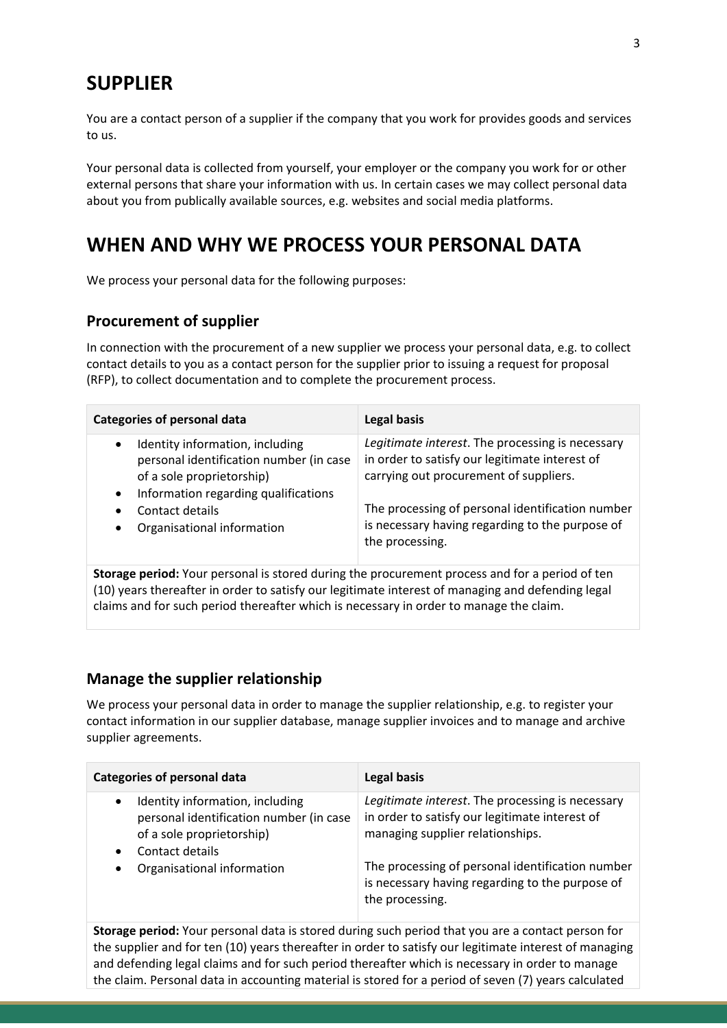# SUPPLIER

You are a contact person of a supplier if the company that you work for provides goods and services to us.

Your personal data is collected from yourself, your employer or the company you work for or other external persons that share your information with us. In certain cases we may collect personal data about you from publically available sources, e.g. websites and social media platforms.

# WHEN AND WHY WE PROCESS YOUR PERSONAL DATA

We process your personal data for the following purposes:

## Procurement of supplier

In connection with the procurement of a new supplier we process your personal data, e.g. to collect contact details to you as a contact person for the supplier prior to issuing a request for proposal (RFP), to collect documentation and to complete the procurement process.

| Categories of personal data | Legal basis |
|---|---|
| • Identity information, including personal identification number (in case of a sole proprietorship)<br>• Information regarding qualifications<br>• Contact details<br>• Organisational information | *Legitimate interest*. The processing is necessary in order to satisfy our legitimate interest of carrying out procurement of suppliers.<br><br>The processing of personal identification number is necessary having regarding to the purpose of the processing. |
| **Storage period:** Your personal is stored during the procurement process and for a period of ten (10) years thereafter in order to satisfy our legitimate interest of managing and defending legal claims and for such period thereafter which is necessary in order to manage the claim. | |

## Manage the supplier relationship

We process your personal data in order to manage the supplier relationship, e.g. to register your contact information in our supplier database, manage supplier invoices and to manage and archive supplier agreements.

| Categories of personal data | Legal basis |
|---|---|
| • Identity information, including personal identification number (in case of a sole proprietorship)<br>• Contact details<br>• Organisational information | *Legitimate interest*. The processing is necessary in order to satisfy our legitimate interest of managing supplier relationships.<br><br>The processing of personal identification number is necessary having regarding to the purpose of the processing. |
| **Storage period:** Your personal data is stored during such period that you are a contact person for the supplier and for ten (10) years thereafter in order to satisfy our legitimate interest of managing and defending legal claims and for such period thereafter which is necessary in order to manage the claim. Personal data in accounting material is stored for a period of seven (7) years calculated | |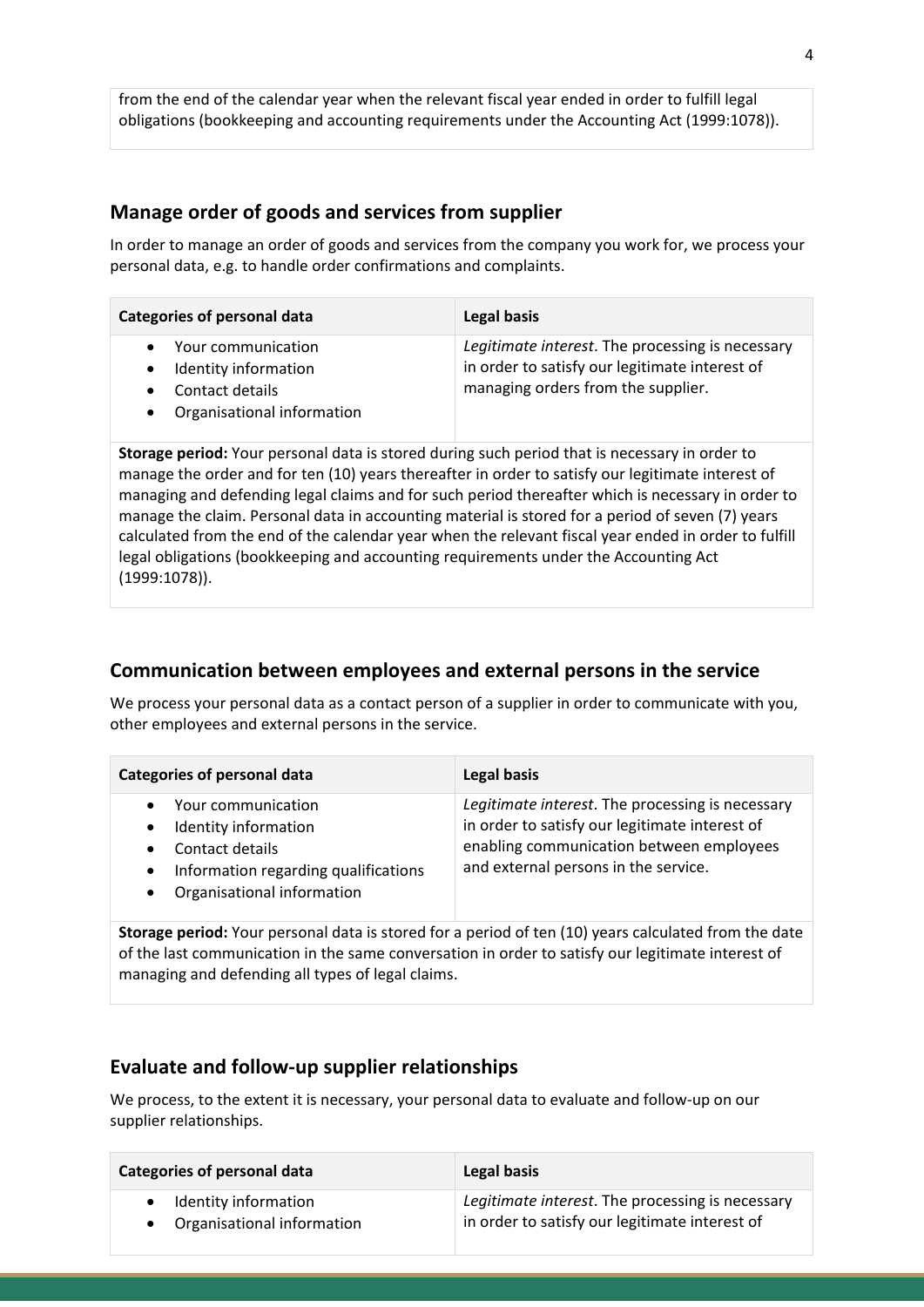from the end of the calendar year when the relevant fiscal year ended in order to fulfill legal obligations (bookkeeping and accounting requirements under the Accounting Act (1999:1078)).

## Manage order of goods and services from supplier

In order to manage an order of goods and services from the company you work for, we process your personal data, e.g. to handle order confirmations and complaints.

| Categories of personal data | Legal basis |
|---|---|
| • Your communication<br>• Identity information<br>• Contact details<br>• Organisational information | *Legitimate interest*. The processing is necessary in order to satisfy our legitimate interest of managing orders from the supplier. |

**Storage period:** Your personal data is stored during such period that is necessary in order to manage the order and for ten (10) years thereafter in order to satisfy our legitimate interest of managing and defending legal claims and for such period thereafter which is necessary in order to manage the claim. Personal data in accounting material is stored for a period of seven (7) years calculated from the end of the calendar year when the relevant fiscal year ended in order to fulfill legal obligations (bookkeeping and accounting requirements under the Accounting Act (1999:1078)).

## Communication between employees and external persons in the service

We process your personal data as a contact person of a supplier in order to communicate with you, other employees and external persons in the service.

| Categories of personal data | Legal basis |
|---|---|
| • Your communication<br>• Identity information<br>• Contact details<br>• Information regarding qualifications<br>• Organisational information | *Legitimate interest*. The processing is necessary in order to satisfy our legitimate interest of enabling communication between employees and external persons in the service. |

**Storage period:** Your personal data is stored for a period of ten (10) years calculated from the date of the last communication in the same conversation in order to satisfy our legitimate interest of managing and defending all types of legal claims.

## Evaluate and follow-up supplier relationships

We process, to the extent it is necessary, your personal data to evaluate and follow-up on our supplier relationships.

| Categories of personal data | Legal basis |
|---|---|
| • Identity information<br>• Organisational information | *Legitimate interest*. The processing is necessary in order to satisfy our legitimate interest of |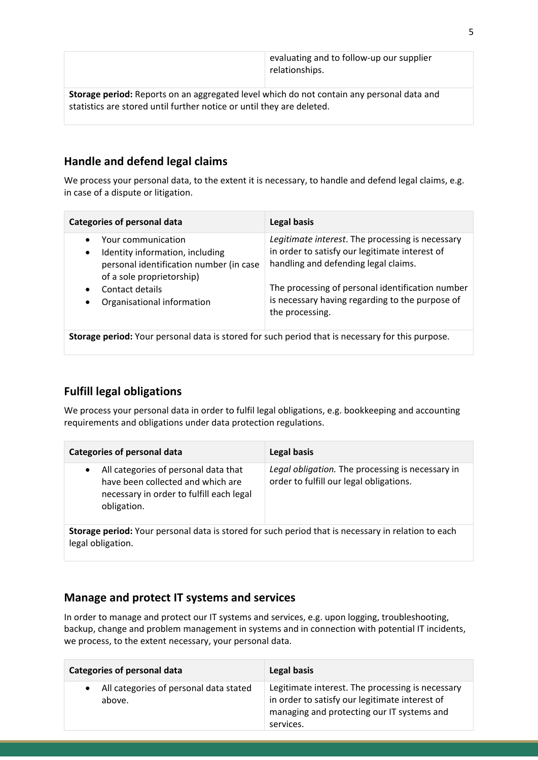| | |
|---|---|
| | evaluating and to follow-up our supplier relationships. |

**Storage period:** Reports on an aggregated level which do not contain any personal data and statistics are stored until further notice or until they are deleted.

## Handle and defend legal claims

We process your personal data, to the extent it is necessary, to handle and defend legal claims, e.g. in case of a dispute or litigation.

| Categories of personal data | Legal basis |
|---|---|
| • Your communication<br>• Identity information, including personal identification number (in case of a sole proprietorship)<br>• Contact details<br>• Organisational information | *Legitimate interest*. The processing is necessary in order to satisfy our legitimate interest of handling and defending legal claims.<br><br>The processing of personal identification number is necessary having regarding to the purpose of the processing. |

**Storage period:** Your personal data is stored for such period that is necessary for this purpose.

## Fulfill legal obligations

We process your personal data in order to fulfil legal obligations, e.g. bookkeeping and accounting requirements and obligations under data protection regulations.

| Categories of personal data | Legal basis |
|---|---|
| • All categories of personal data that have been collected and which are necessary in order to fulfill each legal obligation. | *Legal obligation.* The processing is necessary in order to fulfill our legal obligations. |

**Storage period:** Your personal data is stored for such period that is necessary in relation to each legal obligation.

## Manage and protect IT systems and services

In order to manage and protect our IT systems and services, e.g. upon logging, troubleshooting, backup, change and problem management in systems and in connection with potential IT incidents, we process, to the extent necessary, your personal data.

| Categories of personal data | Legal basis |
|---|---|
| • All categories of personal data stated above. | Legitimate interest. The processing is necessary in order to satisfy our legitimate interest of managing and protecting our IT systems and services. |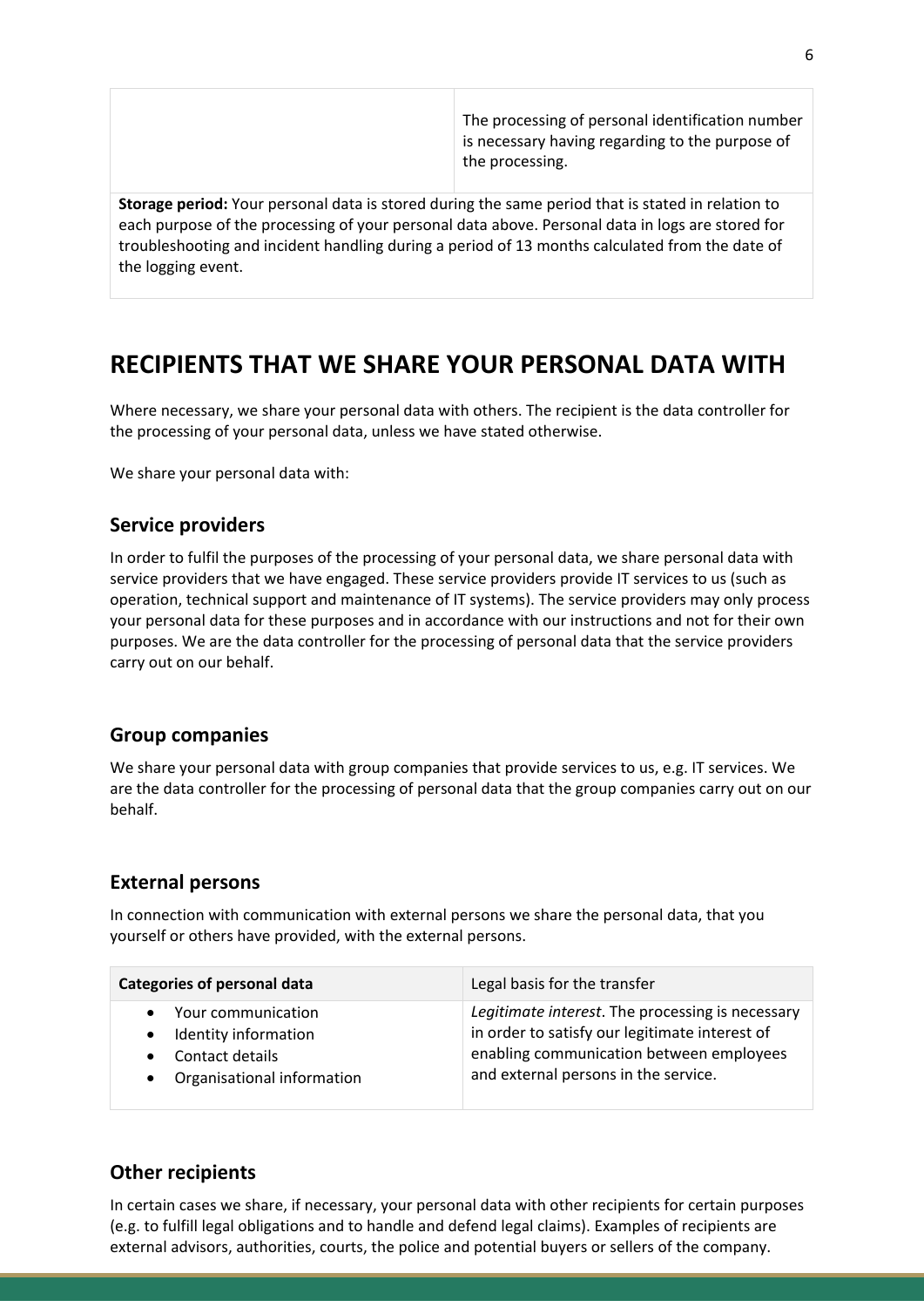| | |
|---|---|
| | The processing of personal identification number is necessary having regarding to the purpose of the processing. |

**Storage period:** Your personal data is stored during the same period that is stated in relation to each purpose of the processing of your personal data above. Personal data in logs are stored for troubleshooting and incident handling during a period of 13 months calculated from the date of the logging event.

# RECIPIENTS THAT WE SHARE YOUR PERSONAL DATA WITH

Where necessary, we share your personal data with others. The recipient is the data controller for the processing of your personal data, unless we have stated otherwise.

We share your personal data with:

## Service providers

In order to fulfil the purposes of the processing of your personal data, we share personal data with service providers that we have engaged. These service providers provide IT services to us (such as operation, technical support and maintenance of IT systems). The service providers may only process your personal data for these purposes and in accordance with our instructions and not for their own purposes. We are the data controller for the processing of personal data that the service providers carry out on our behalf.

## Group companies

We share your personal data with group companies that provide services to us, e.g. IT services. We are the data controller for the processing of personal data that the group companies carry out on our behalf.

## External persons

In connection with communication with external persons we share the personal data, that you yourself or others have provided, with the external persons.

| **Categories of personal data** | Legal basis for the transfer |
|---|---|
| • Your communication<br>• Identity information<br>• Contact details<br>• Organisational information | *Legitimate interest*. The processing is necessary in order to satisfy our legitimate interest of enabling communication between employees and external persons in the service. |

## Other recipients

In certain cases we share, if necessary, your personal data with other recipients for certain purposes (e.g. to fulfill legal obligations and to handle and defend legal claims). Examples of recipients are external advisors, authorities, courts, the police and potential buyers or sellers of the company.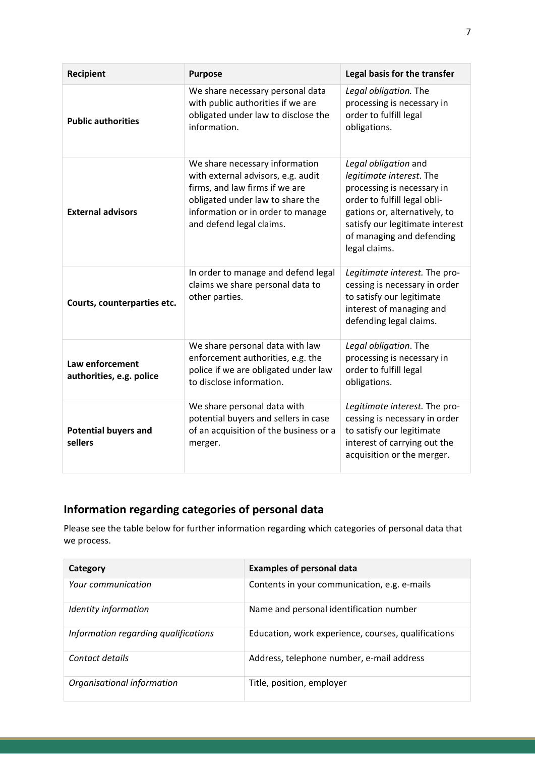| Recipient | Purpose | Legal basis for the transfer |
| --- | --- | --- |
| **Public authorities** | We share necessary personal data with public authorities if we are obligated under law to disclose the information. | *Legal obligation.* The processing is necessary in order to fulfill legal obligations. |
| **External advisors** | We share necessary information with external advisors, e.g. audit firms, and law firms if we are obligated under law to share the information or in order to manage and defend legal claims. | *Legal obligation* and *legitimate interest*. The processing is necessary in order to fulfill legal obligations or, alternatively, to satisfy our legitimate interest of managing and defending legal claims. |
| **Courts, counterparties etc.** | In order to manage and defend legal claims we share personal data to other parties. | *Legitimate interest.* The processing is necessary in order to satisfy our legitimate interest of managing and defending legal claims. |
| **Law enforcement authorities, e.g. police** | We share personal data with law enforcement authorities, e.g. the police if we are obligated under law to disclose information. | *Legal obligation*. The processing is necessary in order to fulfill legal obligations. |
| **Potential buyers and sellers** | We share personal data with potential buyers and sellers in case of an acquisition of the business or a merger. | *Legitimate interest.* The processing is necessary in order to satisfy our legitimate interest of carrying out the acquisition or the merger. |

## Information regarding categories of personal data

Please see the table below for further information regarding which categories of personal data that we process.

| Category | Examples of personal data |
| --- | --- |
| *Your communication* | Contents in your communication, e.g. e-mails |
| *Identity information* | Name and personal identification number |
| *Information regarding qualifications* | Education, work experience, courses, qualifications |
| *Contact details* | Address, telephone number, e-mail address |
| *Organisational information* | Title, position, employer |